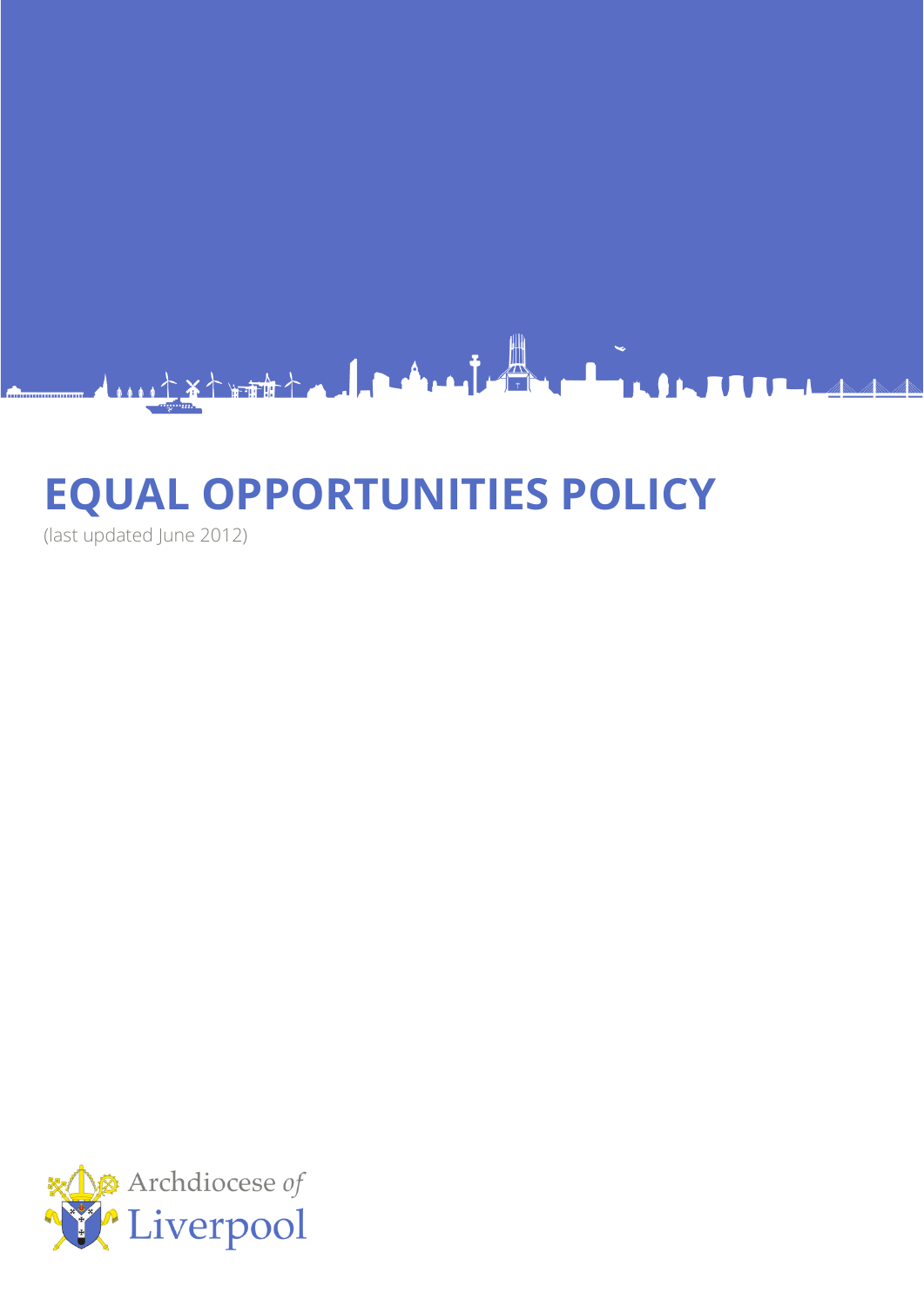# EQUAL OPPORTUNITIES POLICY

(last updated June 2012)

Archdiocese *of* Liverpool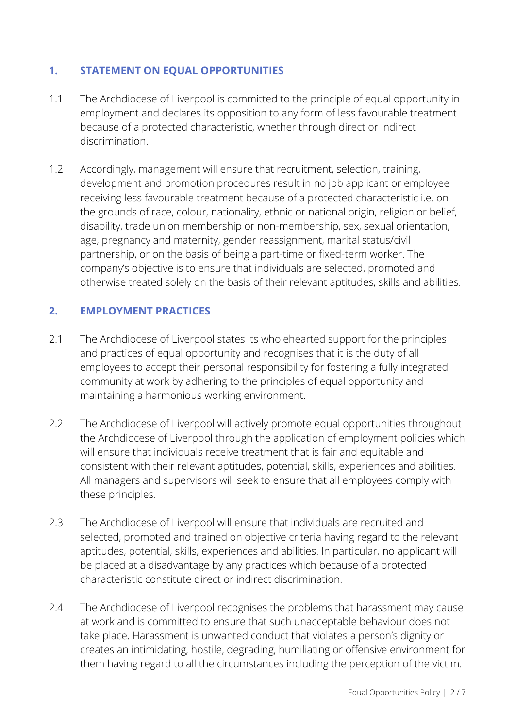## 1. STATEMENT ON EQUAL OPPORTUNITIES

1.1 The Archdiocese of Liverpool is committed to the principle of equal opportunity in employment and declares its opposition to any form of less favourable treatment because of a protected characteristic, whether through direct or indirect discrimination.

1.2 Accordingly, management will ensure that recruitment, selection, training, development and promotion procedures result in no job applicant or employee receiving less favourable treatment because of a protected characteristic i.e. on the grounds of race, colour, nationality, ethnic or national origin, religion or belief, disability, trade union membership or non-membership, sex, sexual orientation, age, pregnancy and maternity, gender reassignment, marital status/civil partnership, or on the basis of being a part-time or fixed-term worker. The company's objective is to ensure that individuals are selected, promoted and otherwise treated solely on the basis of their relevant aptitudes, skills and abilities.

## 2. EMPLOYMENT PRACTICES

2.1 The Archdiocese of Liverpool states its wholehearted support for the principles and practices of equal opportunity and recognises that it is the duty of all employees to accept their personal responsibility for fostering a fully integrated community at work by adhering to the principles of equal opportunity and maintaining a harmonious working environment.

2.2 The Archdiocese of Liverpool will actively promote equal opportunities throughout the Archdiocese of Liverpool through the application of employment policies which will ensure that individuals receive treatment that is fair and equitable and consistent with their relevant aptitudes, potential, skills, experiences and abilities. All managers and supervisors will seek to ensure that all employees comply with these principles.

2.3 The Archdiocese of Liverpool will ensure that individuals are recruited and selected, promoted and trained on objective criteria having regard to the relevant aptitudes, potential, skills, experiences and abilities. In particular, no applicant will be placed at a disadvantage by any practices which because of a protected characteristic constitute direct or indirect discrimination.

2.4 The Archdiocese of Liverpool recognises the problems that harassment may cause at work and is committed to ensure that such unacceptable behaviour does not take place. Harassment is unwanted conduct that violates a person's dignity or creates an intimidating, hostile, degrading, humiliating or offensive environment for them having regard to all the circumstances including the perception of the victim.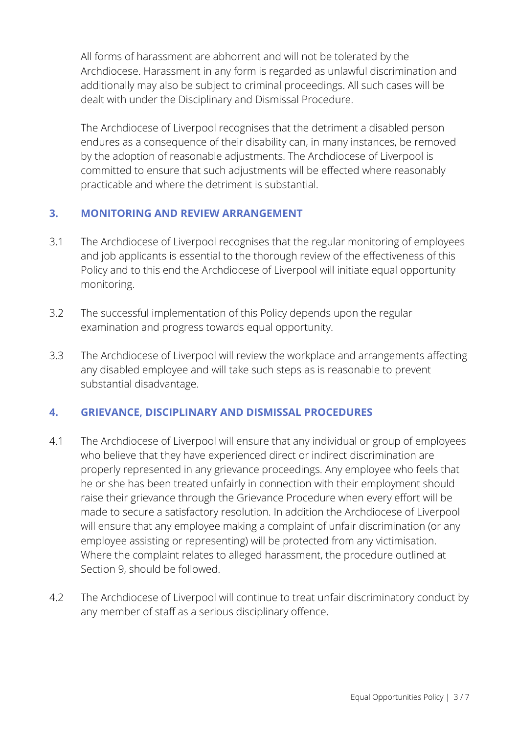All forms of harassment are abhorrent and will not be tolerated by the Archdiocese. Harassment in any form is regarded as unlawful discrimination and additionally may also be subject to criminal proceedings. All such cases will be dealt with under the Disciplinary and Dismissal Procedure.

The Archdiocese of Liverpool recognises that the detriment a disabled person endures as a consequence of their disability can, in many instances, be removed by the adoption of reasonable adjustments. The Archdiocese of Liverpool is committed to ensure that such adjustments will be effected where reasonably practicable and where the detriment is substantial.

## 3. MONITORING AND REVIEW ARRANGEMENT

3.1 The Archdiocese of Liverpool recognises that the regular monitoring of employees and job applicants is essential to the thorough review of the effectiveness of this Policy and to this end the Archdiocese of Liverpool will initiate equal opportunity monitoring.

3.2 The successful implementation of this Policy depends upon the regular examination and progress towards equal opportunity.

3.3 The Archdiocese of Liverpool will review the workplace and arrangements affecting any disabled employee and will take such steps as is reasonable to prevent substantial disadvantage.

## 4. GRIEVANCE, DISCIPLINARY AND DISMISSAL PROCEDURES

4.1 The Archdiocese of Liverpool will ensure that any individual or group of employees who believe that they have experienced direct or indirect discrimination are properly represented in any grievance proceedings. Any employee who feels that he or she has been treated unfairly in connection with their employment should raise their grievance through the Grievance Procedure when every effort will be made to secure a satisfactory resolution. In addition the Archdiocese of Liverpool will ensure that any employee making a complaint of unfair discrimination (or any employee assisting or representing) will be protected from any victimisation. Where the complaint relates to alleged harassment, the procedure outlined at Section 9, should be followed.

4.2 The Archdiocese of Liverpool will continue to treat unfair discriminatory conduct by any member of staff as a serious disciplinary offence.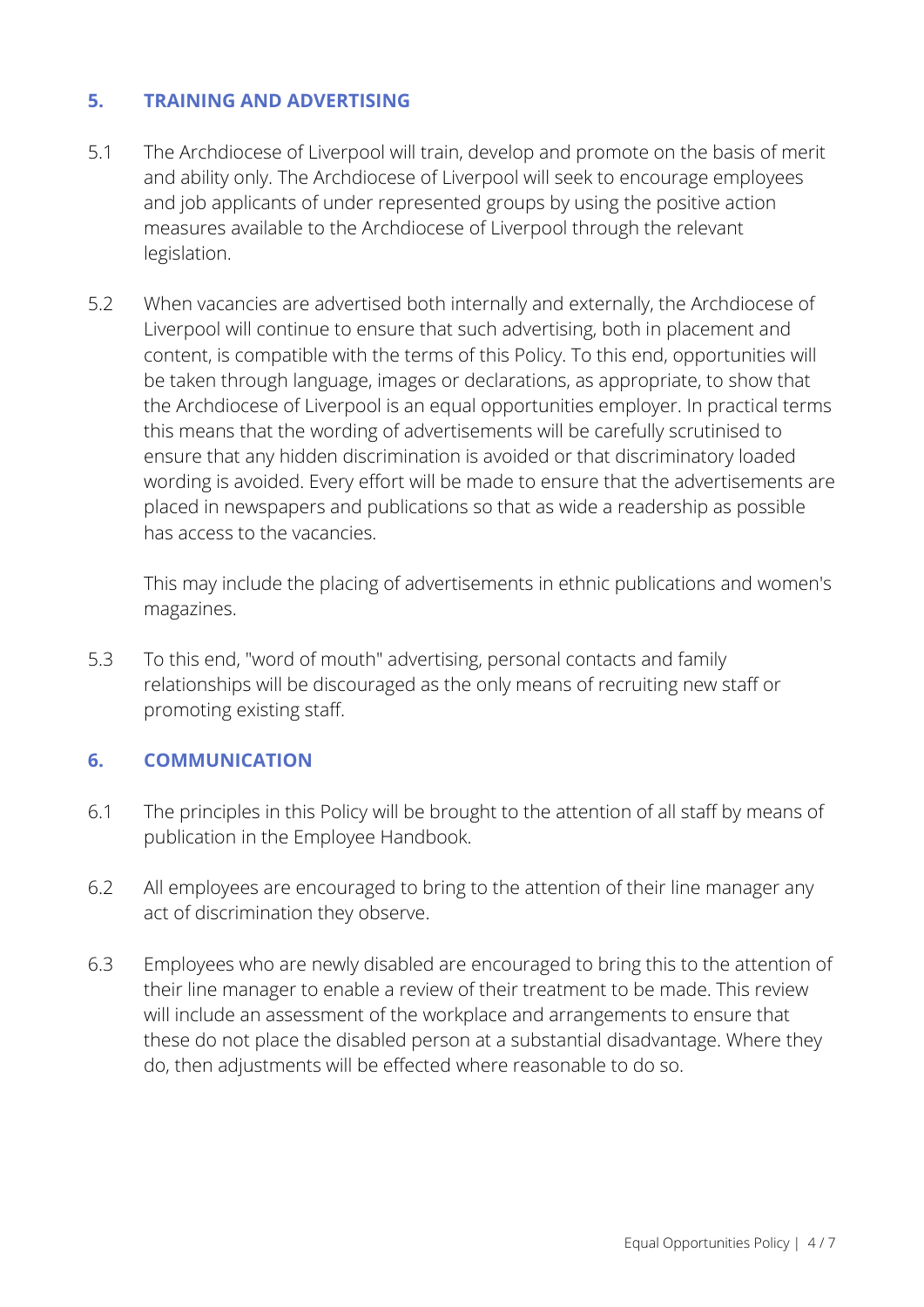## 5. TRAINING AND ADVERTISING

5.1 The Archdiocese of Liverpool will train, develop and promote on the basis of merit and ability only. The Archdiocese of Liverpool will seek to encourage employees and job applicants of under represented groups by using the positive action measures available to the Archdiocese of Liverpool through the relevant legislation.

5.2 When vacancies are advertised both internally and externally, the Archdiocese of Liverpool will continue to ensure that such advertising, both in placement and content, is compatible with the terms of this Policy. To this end, opportunities will be taken through language, images or declarations, as appropriate, to show that the Archdiocese of Liverpool is an equal opportunities employer. In practical terms this means that the wording of advertisements will be carefully scrutinised to ensure that any hidden discrimination is avoided or that discriminatory loaded wording is avoided. Every effort will be made to ensure that the advertisements are placed in newspapers and publications so that as wide a readership as possible has access to the vacancies.

This may include the placing of advertisements in ethnic publications and women's magazines.

5.3 To this end, "word of mouth" advertising, personal contacts and family relationships will be discouraged as the only means of recruiting new staff or promoting existing staff.

## 6. COMMUNICATION

6.1 The principles in this Policy will be brought to the attention of all staff by means of publication in the Employee Handbook.

6.2 All employees are encouraged to bring to the attention of their line manager any act of discrimination they observe.

6.3 Employees who are newly disabled are encouraged to bring this to the attention of their line manager to enable a review of their treatment to be made. This review will include an assessment of the workplace and arrangements to ensure that these do not place the disabled person at a substantial disadvantage. Where they do, then adjustments will be effected where reasonable to do so.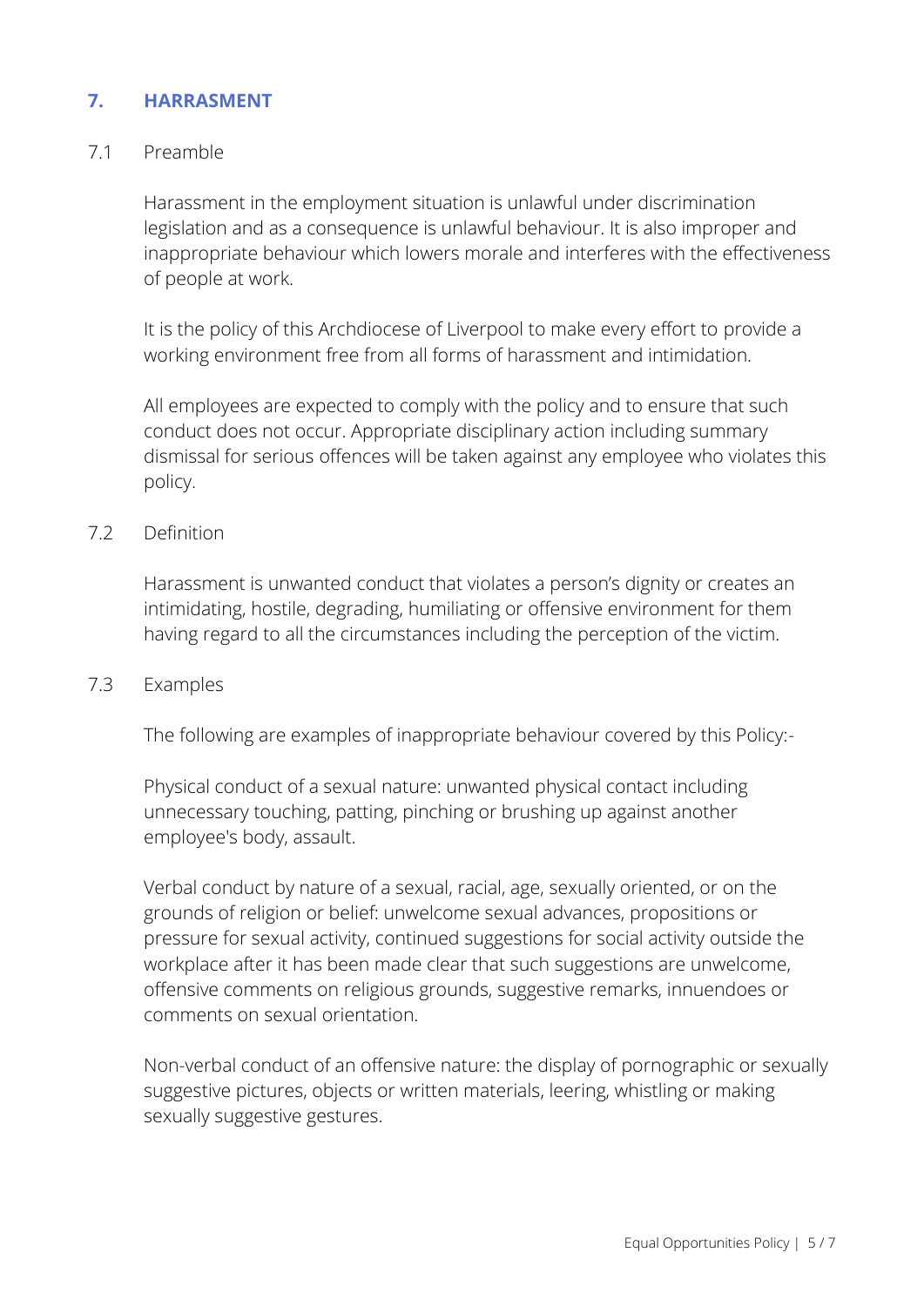## 7. HARRASMENT

### 7.1 Preamble

Harassment in the employment situation is unlawful under discrimination legislation and as a consequence is unlawful behaviour. It is also improper and inappropriate behaviour which lowers morale and interferes with the effectiveness of people at work.

It is the policy of this Archdiocese of Liverpool to make every effort to provide a working environment free from all forms of harassment and intimidation.

All employees are expected to comply with the policy and to ensure that such conduct does not occur. Appropriate disciplinary action including summary dismissal for serious offences will be taken against any employee who violates this policy.

### 7.2 Definition

Harassment is unwanted conduct that violates a person's dignity or creates an intimidating, hostile, degrading, humiliating or offensive environment for them having regard to all the circumstances including the perception of the victim.

### 7.3 Examples

The following are examples of inappropriate behaviour covered by this Policy:-

Physical conduct of a sexual nature: unwanted physical contact including unnecessary touching, patting, pinching or brushing up against another employee's body, assault.

Verbal conduct by nature of a sexual, racial, age, sexually oriented, or on the grounds of religion or belief: unwelcome sexual advances, propositions or pressure for sexual activity, continued suggestions for social activity outside the workplace after it has been made clear that such suggestions are unwelcome, offensive comments on religious grounds, suggestive remarks, innuendoes or comments on sexual orientation.

Non-verbal conduct of an offensive nature: the display of pornographic or sexually suggestive pictures, objects or written materials, leering, whistling or making sexually suggestive gestures.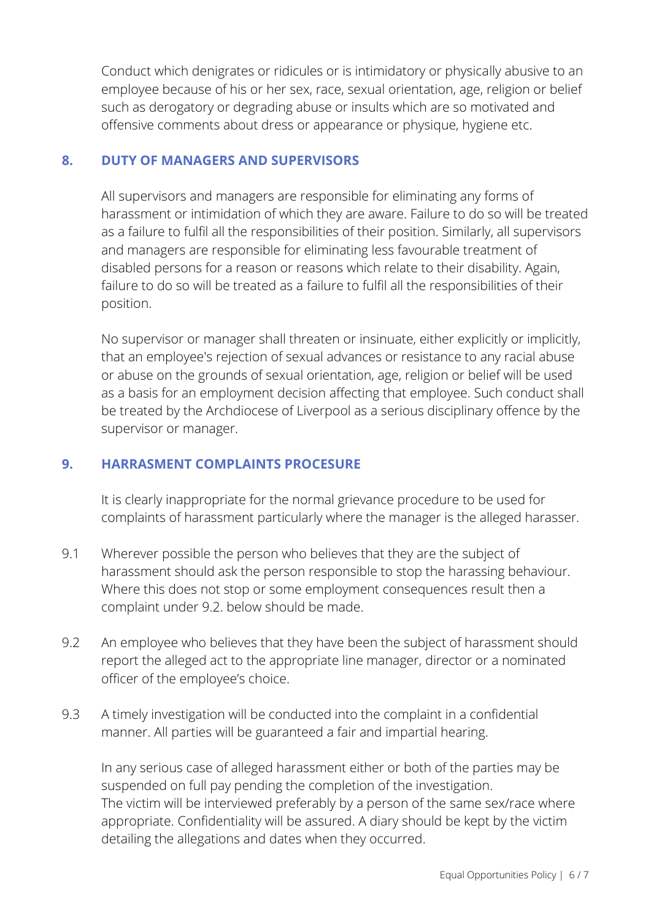Conduct which denigrates or ridicules or is intimidatory or physically abusive to an employee because of his or her sex, race, sexual orientation, age, religion or belief such as derogatory or degrading abuse or insults which are so motivated and offensive comments about dress or appearance or physique, hygiene etc.

## 8. DUTY OF MANAGERS AND SUPERVISORS

All supervisors and managers are responsible for eliminating any forms of harassment or intimidation of which they are aware. Failure to do so will be treated as a failure to fulfil all the responsibilities of their position. Similarly, all supervisors and managers are responsible for eliminating less favourable treatment of disabled persons for a reason or reasons which relate to their disability. Again, failure to do so will be treated as a failure to fulfil all the responsibilities of their position.

No supervisor or manager shall threaten or insinuate, either explicitly or implicitly, that an employee's rejection of sexual advances or resistance to any racial abuse or abuse on the grounds of sexual orientation, age, religion or belief will be used as a basis for an employment decision affecting that employee. Such conduct shall be treated by the Archdiocese of Liverpool as a serious disciplinary offence by the supervisor or manager.

## 9. HARRASMENT COMPLAINTS PROCESURE

It is clearly inappropriate for the normal grievance procedure to be used for complaints of harassment particularly where the manager is the alleged harasser.

9.1 Wherever possible the person who believes that they are the subject of harassment should ask the person responsible to stop the harassing behaviour. Where this does not stop or some employment consequences result then a complaint under 9.2. below should be made.

9.2 An employee who believes that they have been the subject of harassment should report the alleged act to the appropriate line manager, director or a nominated officer of the employee's choice.

9.3 A timely investigation will be conducted into the complaint in a confidential manner. All parties will be guaranteed a fair and impartial hearing.

In any serious case of alleged harassment either or both of the parties may be suspended on full pay pending the completion of the investigation.
The victim will be interviewed preferably by a person of the same sex/race where appropriate. Confidentiality will be assured. A diary should be kept by the victim detailing the allegations and dates when they occurred.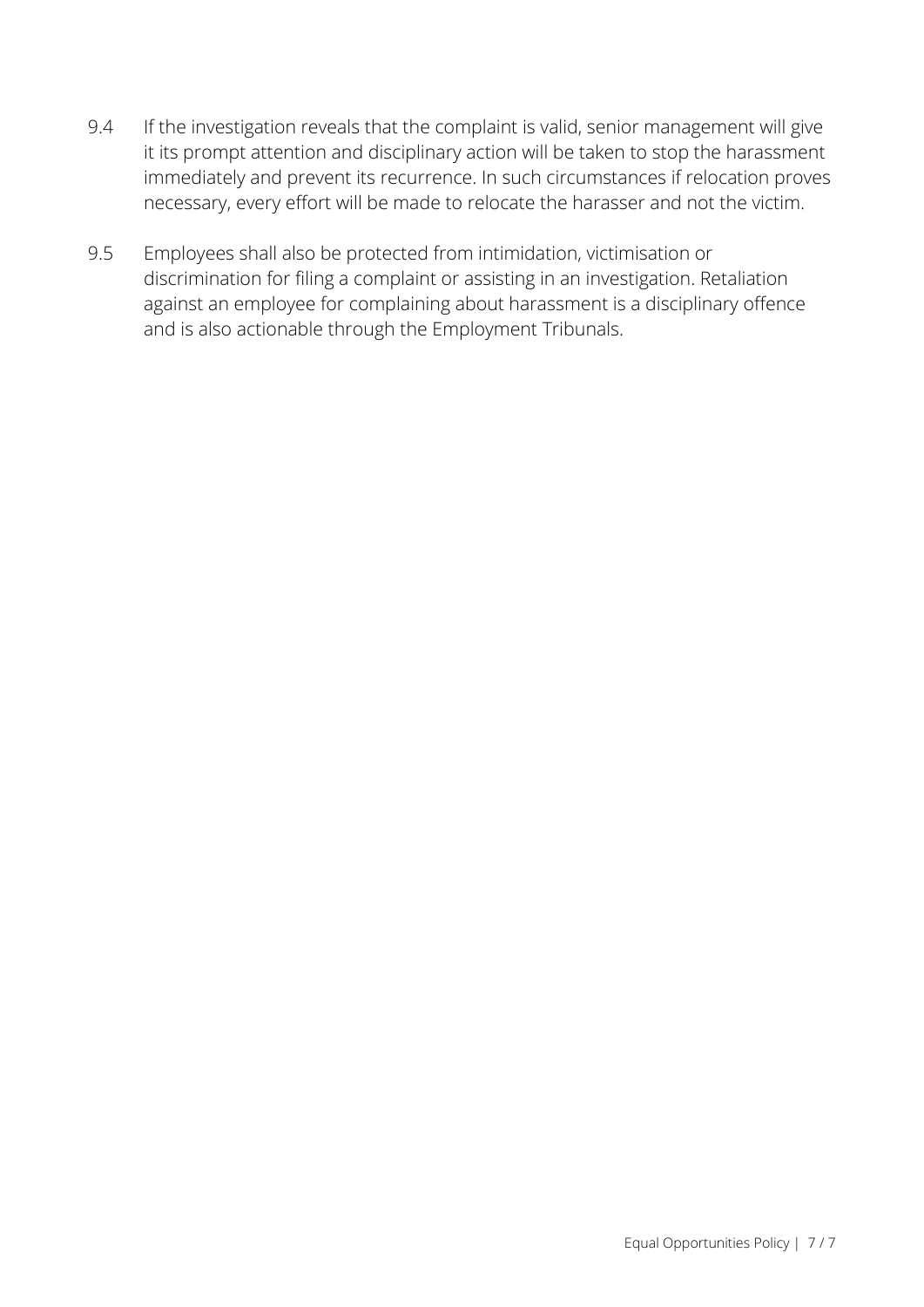9.4 If the investigation reveals that the complaint is valid, senior management will give it its prompt attention and disciplinary action will be taken to stop the harassment immediately and prevent its recurrence. In such circumstances if relocation proves necessary, every effort will be made to relocate the harasser and not the victim.

9.5 Employees shall also be protected from intimidation, victimisation or discrimination for filing a complaint or assisting in an investigation. Retaliation against an employee for complaining about harassment is a disciplinary offence and is also actionable through the Employment Tribunals.